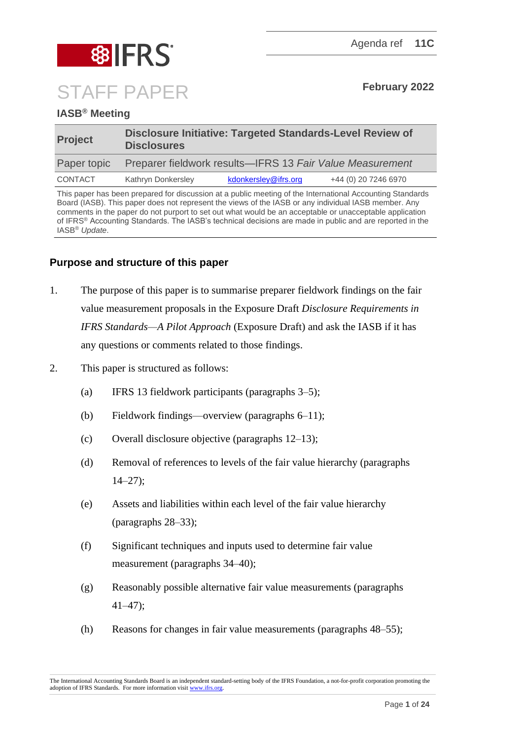Agenda ref **11C**

# STAFF PAPER

**February 2022**

**IASB® Meeting**

| **Project** | **Disclosure Initiative: Targeted Standards-Level Review of Disclosures** | | |
|---|---|---|---|
| Paper topic | Preparer fieldwork results—IFRS 13 *Fair Value Measurement* | | |
| CONTACT | Kathryn Donkersley | kdonkersley@ifrs.org | +44 (0) 20 7246 6970 |

This paper has been prepared for discussion at a public meeting of the International Accounting Standards Board (IASB). This paper does not represent the views of the IASB or any individual IASB member. Any comments in the paper do not purport to set out what would be an acceptable or unacceptable application of IFRS® Accounting Standards. The IASB's technical decisions are made in public and are reported in the IASB® *Update*.

## Purpose and structure of this paper

1. The purpose of this paper is to summarise preparer fieldwork findings on the fair value measurement proposals in the Exposure Draft *Disclosure Requirements in IFRS Standards—A Pilot Approach* (Exposure Draft) and ask the IASB if it has any questions or comments related to those findings.

2. This paper is structured as follows:
   - (a) IFRS 13 fieldwork participants (paragraphs 3–5);
   - (b) Fieldwork findings—overview (paragraphs 6–11);
   - (c) Overall disclosure objective (paragraphs 12–13);
   - (d) Removal of references to levels of the fair value hierarchy (paragraphs 14–27);
   - (e) Assets and liabilities within each level of the fair value hierarchy (paragraphs 28–33);
   - (f) Significant techniques and inputs used to determine fair value measurement (paragraphs 34–40);
   - (g) Reasonably possible alternative fair value measurements (paragraphs 41–47);
   - (h) Reasons for changes in fair value measurements (paragraphs 48–55);

The International Accounting Standards Board is an independent standard-setting body of the IFRS Foundation, a not-for-profit corporation promoting the adoption of IFRS Standards. For more information visit www.ifrs.org.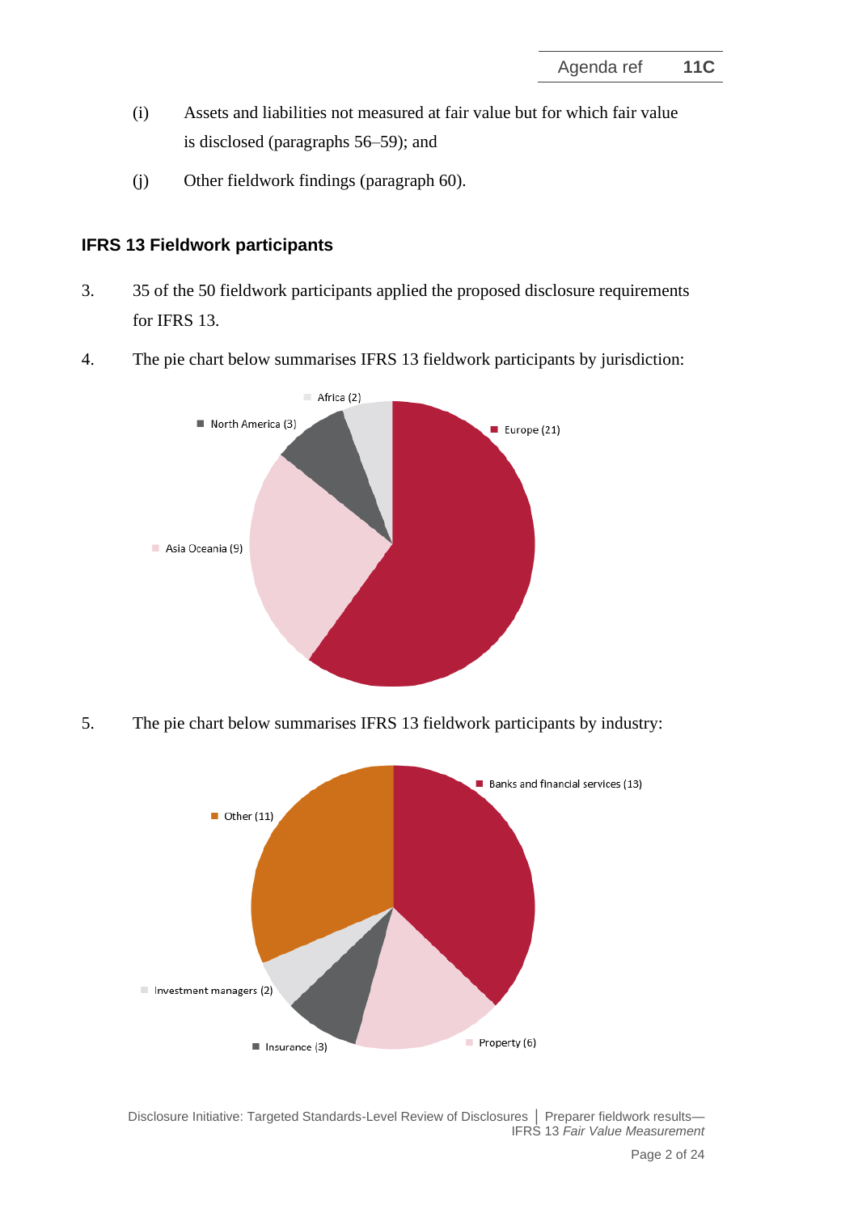(i) Assets and liabilities not measured at fair value but for which fair value is disclosed (paragraphs 56–59); and

(j) Other fieldwork findings (paragraph 60).

## IFRS 13 Fieldwork participants

3. 35 of the 50 fieldwork participants applied the proposed disclosure requirements for IFRS 13.

4. The pie chart below summarises IFRS 13 fieldwork participants by jurisdiction:

Europe (21)
Asia Oceania (9)
North America (3)
Africa (2)

5. The pie chart below summarises IFRS 13 fieldwork participants by industry:

Banks and financial services (13)
Other (11)
Property (6)
Insurance (3)
Investment managers (2)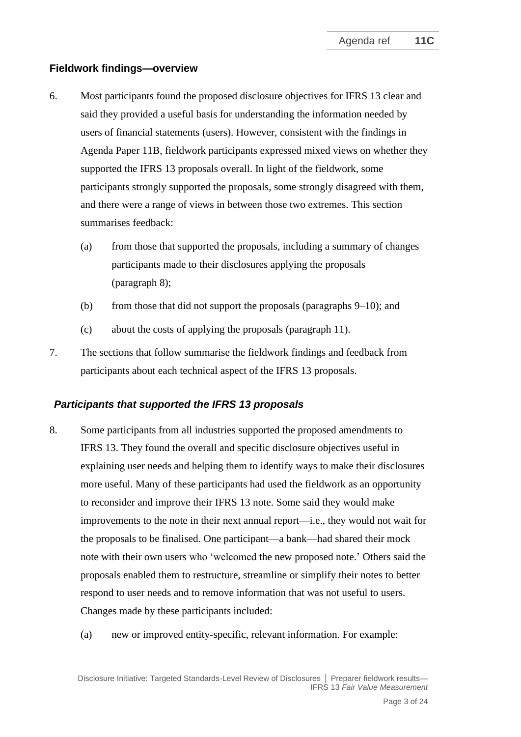## Fieldwork findings—overview

6. Most participants found the proposed disclosure objectives for IFRS 13 clear and said they provided a useful basis for understanding the information needed by users of financial statements (users). However, consistent with the findings in Agenda Paper 11B, fieldwork participants expressed mixed views on whether they supported the IFRS 13 proposals overall. In light of the fieldwork, some participants strongly supported the proposals, some strongly disagreed with them, and there were a range of views in between those two extremes. This section summarises feedback:

   (a) from those that supported the proposals, including a summary of changes participants made to their disclosures applying the proposals (paragraph 8);

   (b) from those that did not support the proposals (paragraphs 9–10); and

   (c) about the costs of applying the proposals (paragraph 11).

7. The sections that follow summarise the fieldwork findings and feedback from participants about each technical aspect of the IFRS 13 proposals.

### *Participants that supported the IFRS 13 proposals*

8. Some participants from all industries supported the proposed amendments to IFRS 13. They found the overall and specific disclosure objectives useful in explaining user needs and helping them to identify ways to make their disclosures more useful. Many of these participants had used the fieldwork as an opportunity to reconsider and improve their IFRS 13 note. Some said they would make improvements to the note in their next annual report—i.e., they would not wait for the proposals to be finalised. One participant—a bank—had shared their mock note with their own users who 'welcomed the new proposed note.' Others said the proposals enabled them to restructure, streamline or simplify their notes to better respond to user needs and to remove information that was not useful to users. Changes made by these participants included:

   (a) new or improved entity-specific, relevant information. For example: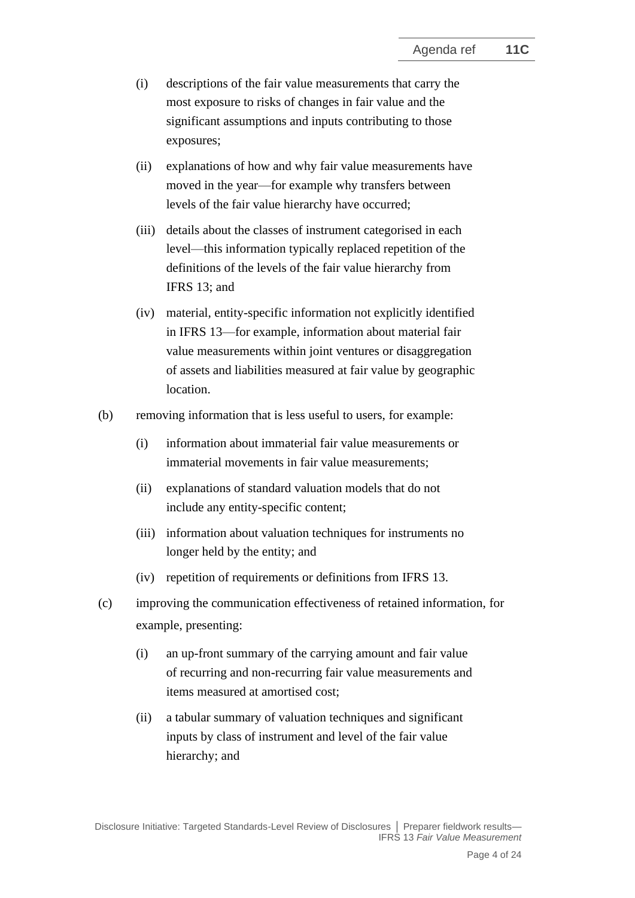(i) descriptions of the fair value measurements that carry the most exposure to risks of changes in fair value and the significant assumptions and inputs contributing to those exposures;

(ii) explanations of how and why fair value measurements have moved in the year—for example why transfers between levels of the fair value hierarchy have occurred;

(iii) details about the classes of instrument categorised in each level—this information typically replaced repetition of the definitions of the levels of the fair value hierarchy from IFRS 13; and

(iv) material, entity-specific information not explicitly identified in IFRS 13—for example, information about material fair value measurements within joint ventures or disaggregation of assets and liabilities measured at fair value by geographic location.

(b) removing information that is less useful to users, for example:

(i) information about immaterial fair value measurements or immaterial movements in fair value measurements;

(ii) explanations of standard valuation models that do not include any entity-specific content;

(iii) information about valuation techniques for instruments no longer held by the entity; and

(iv) repetition of requirements or definitions from IFRS 13.

(c) improving the communication effectiveness of retained information, for example, presenting:

(i) an up-front summary of the carrying amount and fair value of recurring and non-recurring fair value measurements and items measured at amortised cost;

(ii) a tabular summary of valuation techniques and significant inputs by class of instrument and level of the fair value hierarchy; and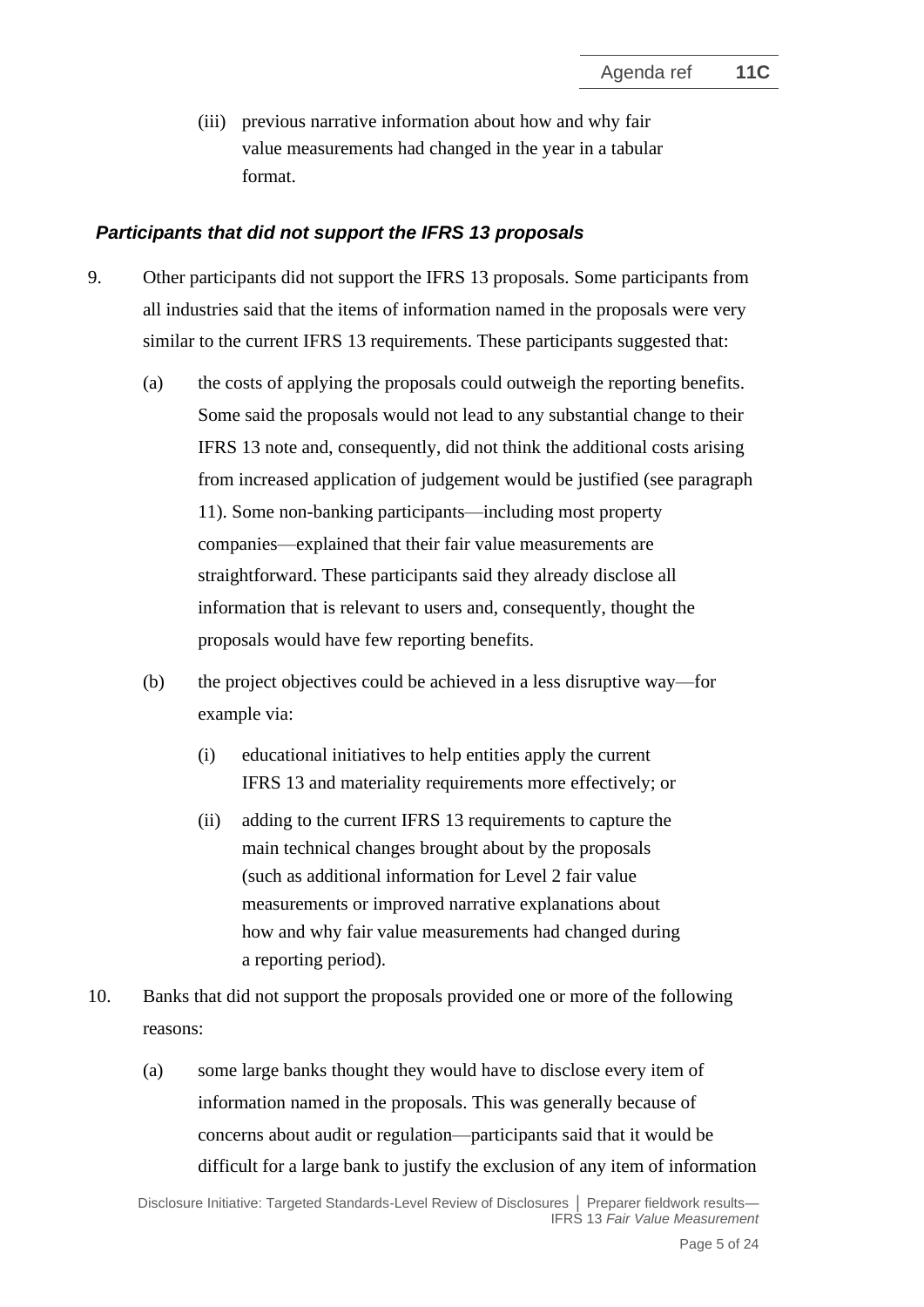(iii) previous narrative information about how and why fair value measurements had changed in the year in a tabular format.

### *Participants that did not support the IFRS 13 proposals*

9. Other participants did not support the IFRS 13 proposals. Some participants from all industries said that the items of information named in the proposals were very similar to the current IFRS 13 requirements. These participants suggested that:

   (a) the costs of applying the proposals could outweigh the reporting benefits. Some said the proposals would not lead to any substantial change to their IFRS 13 note and, consequently, did not think the additional costs arising from increased application of judgement would be justified (see paragraph 11). Some non-banking participants—including most property companies—explained that their fair value measurements are straightforward. These participants said they already disclose all information that is relevant to users and, consequently, thought the proposals would have few reporting benefits.

   (b) the project objectives could be achieved in a less disruptive way—for example via:

      (i) educational initiatives to help entities apply the current IFRS 13 and materiality requirements more effectively; or

      (ii) adding to the current IFRS 13 requirements to capture the main technical changes brought about by the proposals (such as additional information for Level 2 fair value measurements or improved narrative explanations about how and why fair value measurements had changed during a reporting period).

10. Banks that did not support the proposals provided one or more of the following reasons:

   (a) some large banks thought they would have to disclose every item of information named in the proposals. This was generally because of concerns about audit or regulation—participants said that it would be difficult for a large bank to justify the exclusion of any item of information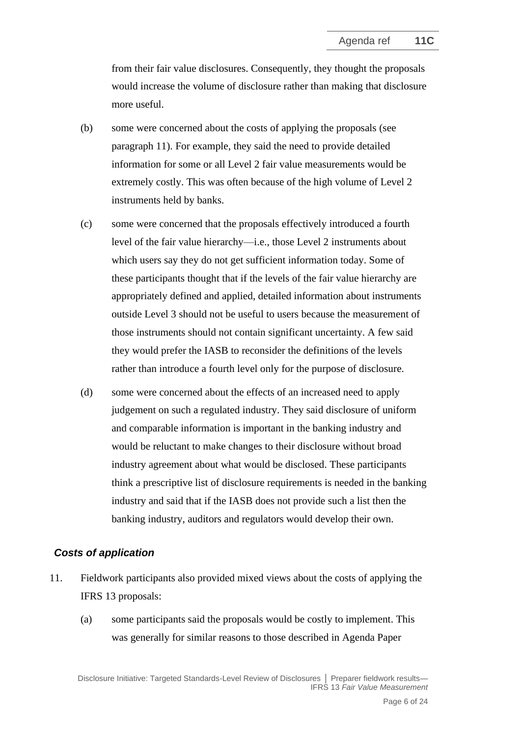from their fair value disclosures. Consequently, they thought the proposals would increase the volume of disclosure rather than making that disclosure more useful.

(b) some were concerned about the costs of applying the proposals (see paragraph 11). For example, they said the need to provide detailed information for some or all Level 2 fair value measurements would be extremely costly. This was often because of the high volume of Level 2 instruments held by banks.

(c) some were concerned that the proposals effectively introduced a fourth level of the fair value hierarchy—i.e., those Level 2 instruments about which users say they do not get sufficient information today. Some of these participants thought that if the levels of the fair value hierarchy are appropriately defined and applied, detailed information about instruments outside Level 3 should not be useful to users because the measurement of those instruments should not contain significant uncertainty. A few said they would prefer the IASB to reconsider the definitions of the levels rather than introduce a fourth level only for the purpose of disclosure.

(d) some were concerned about the effects of an increased need to apply judgement on such a regulated industry. They said disclosure of uniform and comparable information is important in the banking industry and would be reluctant to make changes to their disclosure without broad industry agreement about what would be disclosed. These participants think a prescriptive list of disclosure requirements is needed in the banking industry and said that if the IASB does not provide such a list then the banking industry, auditors and regulators would develop their own.

### *Costs of application*

11. Fieldwork participants also provided mixed views about the costs of applying the IFRS 13 proposals:

(a) some participants said the proposals would be costly to implement. This was generally for similar reasons to those described in Agenda Paper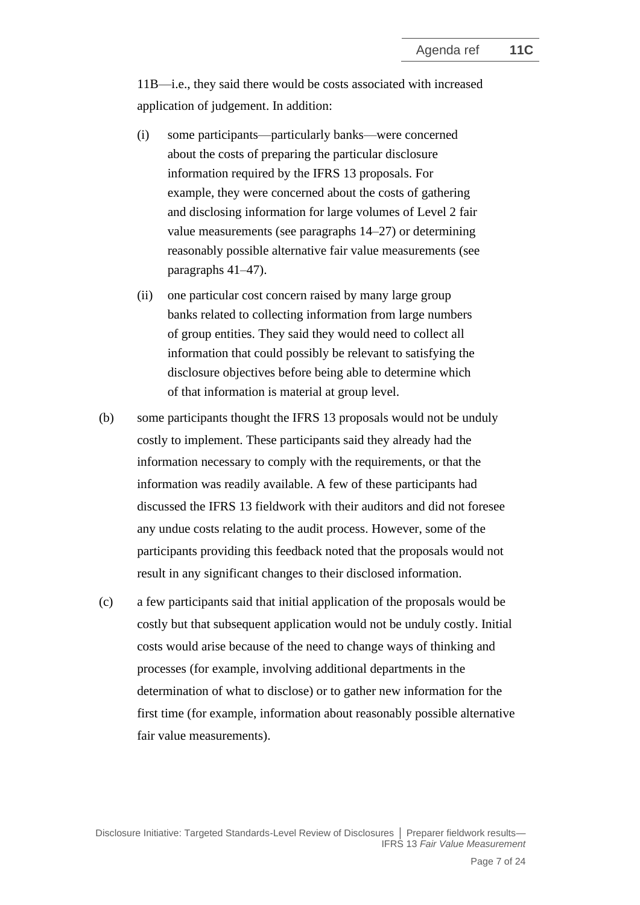11B—i.e., they said there would be costs associated with increased application of judgement. In addition:

   (i) some participants—particularly banks—were concerned about the costs of preparing the particular disclosure information required by the IFRS 13 proposals. For example, they were concerned about the costs of gathering and disclosing information for large volumes of Level 2 fair value measurements (see paragraphs 14–27) or determining reasonably possible alternative fair value measurements (see paragraphs 41–47).

   (ii) one particular cost concern raised by many large group banks related to collecting information from large numbers of group entities. They said they would need to collect all information that could possibly be relevant to satisfying the disclosure objectives before being able to determine which of that information is material at group level.

(b) some participants thought the IFRS 13 proposals would not be unduly costly to implement. These participants said they already had the information necessary to comply with the requirements, or that the information was readily available. A few of these participants had discussed the IFRS 13 fieldwork with their auditors and did not foresee any undue costs relating to the audit process. However, some of the participants providing this feedback noted that the proposals would not result in any significant changes to their disclosed information.

(c) a few participants said that initial application of the proposals would be costly but that subsequent application would not be unduly costly. Initial costs would arise because of the need to change ways of thinking and processes (for example, involving additional departments in the determination of what to disclose) or to gather new information for the first time (for example, information about reasonably possible alternative fair value measurements).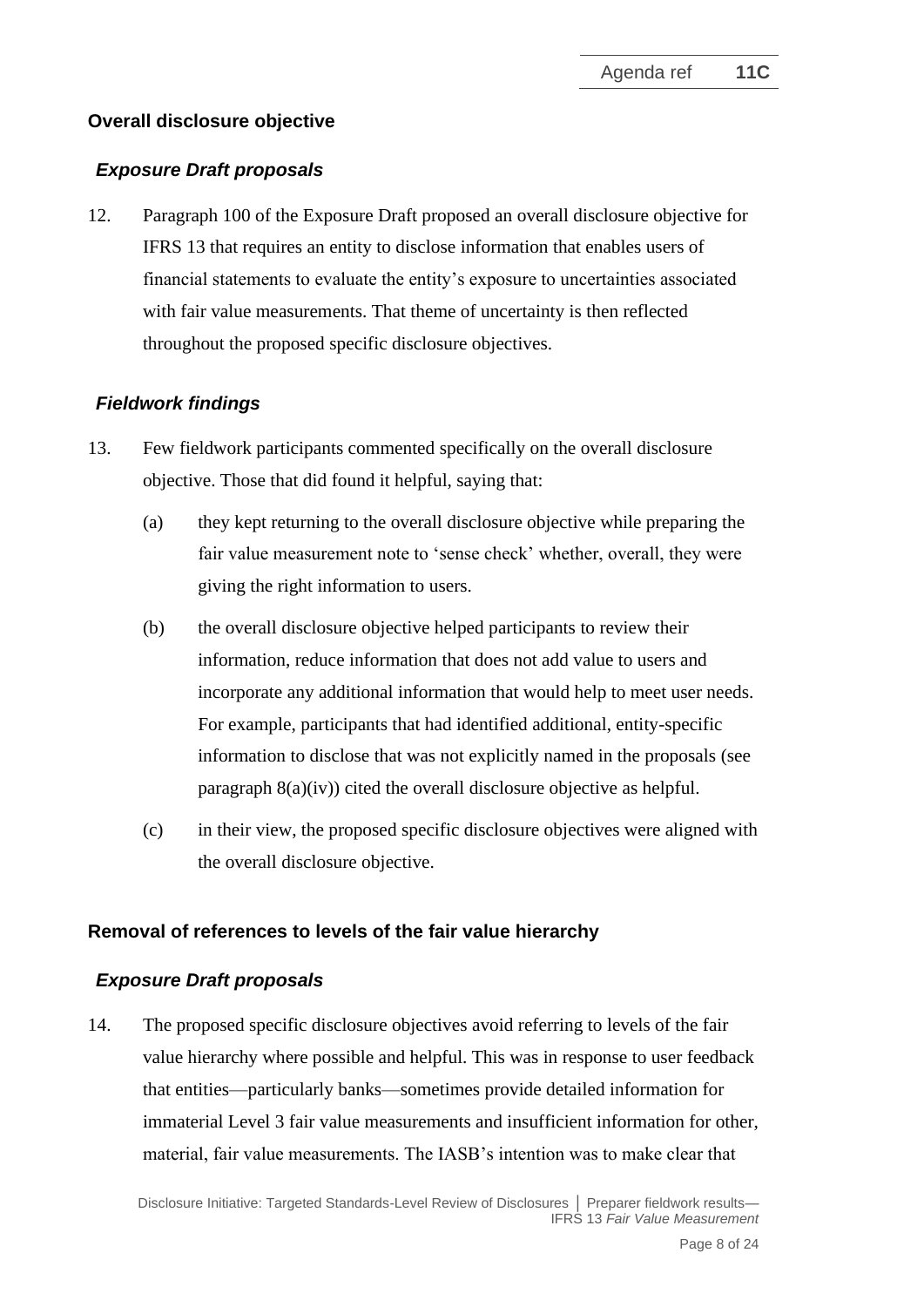## Overall disclosure objective

### *Exposure Draft proposals*

12. Paragraph 100 of the Exposure Draft proposed an overall disclosure objective for IFRS 13 that requires an entity to disclose information that enables users of financial statements to evaluate the entity's exposure to uncertainties associated with fair value measurements. That theme of uncertainty is then reflected throughout the proposed specific disclosure objectives.

### *Fieldwork findings*

13. Few fieldwork participants commented specifically on the overall disclosure objective. Those that did found it helpful, saying that:

    (a) they kept returning to the overall disclosure objective while preparing the fair value measurement note to 'sense check' whether, overall, they were giving the right information to users.

    (b) the overall disclosure objective helped participants to review their information, reduce information that does not add value to users and incorporate any additional information that would help to meet user needs. For example, participants that had identified additional, entity-specific information to disclose that was not explicitly named in the proposals (see paragraph 8(a)(iv)) cited the overall disclosure objective as helpful.

    (c) in their view, the proposed specific disclosure objectives were aligned with the overall disclosure objective.

## Removal of references to levels of the fair value hierarchy

### *Exposure Draft proposals*

14. The proposed specific disclosure objectives avoid referring to levels of the fair value hierarchy where possible and helpful. This was in response to user feedback that entities—particularly banks—sometimes provide detailed information for immaterial Level 3 fair value measurements and insufficient information for other, material, fair value measurements. The IASB's intention was to make clear that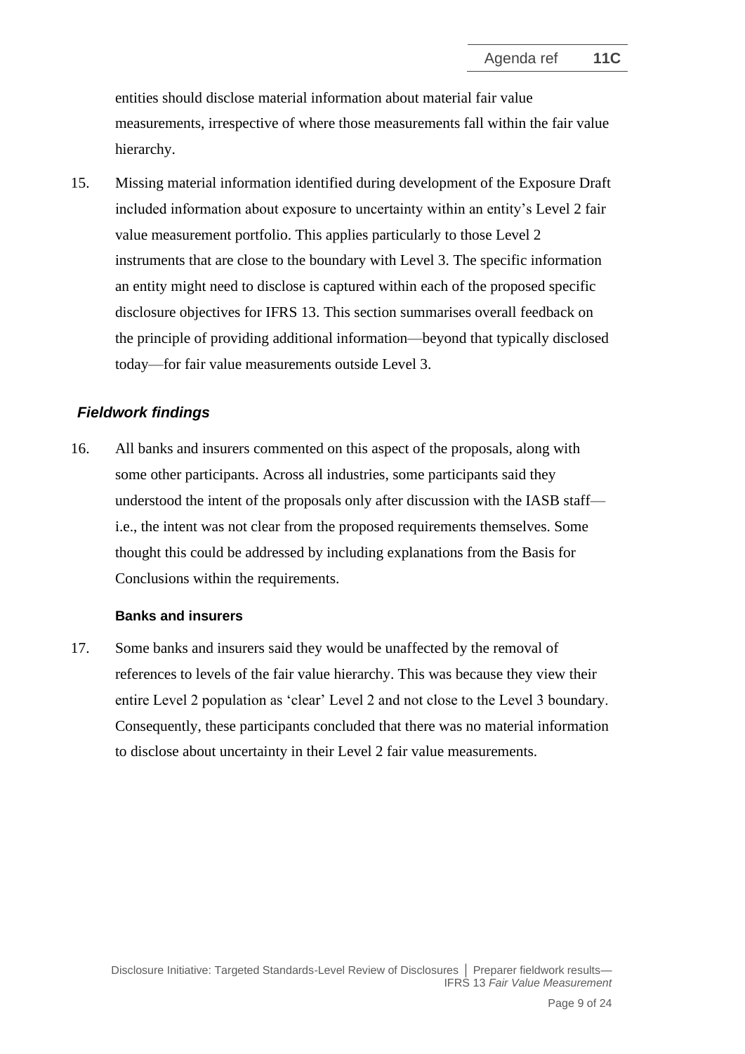entities should disclose material information about material fair value measurements, irrespective of where those measurements fall within the fair value hierarchy.

15. Missing material information identified during development of the Exposure Draft included information about exposure to uncertainty within an entity's Level 2 fair value measurement portfolio. This applies particularly to those Level 2 instruments that are close to the boundary with Level 3. The specific information an entity might need to disclose is captured within each of the proposed specific disclosure objectives for IFRS 13. This section summarises overall feedback on the principle of providing additional information—beyond that typically disclosed today—for fair value measurements outside Level 3.

### *Fieldwork findings*

16. All banks and insurers commented on this aspect of the proposals, along with some other participants. Across all industries, some participants said they understood the intent of the proposals only after discussion with the IASB staff—i.e., the intent was not clear from the proposed requirements themselves. Some thought this could be addressed by including explanations from the Basis for Conclusions within the requirements.

#### Banks and insurers

17. Some banks and insurers said they would be unaffected by the removal of references to levels of the fair value hierarchy. This was because they view their entire Level 2 population as 'clear' Level 2 and not close to the Level 3 boundary. Consequently, these participants concluded that there was no material information to disclose about uncertainty in their Level 2 fair value measurements.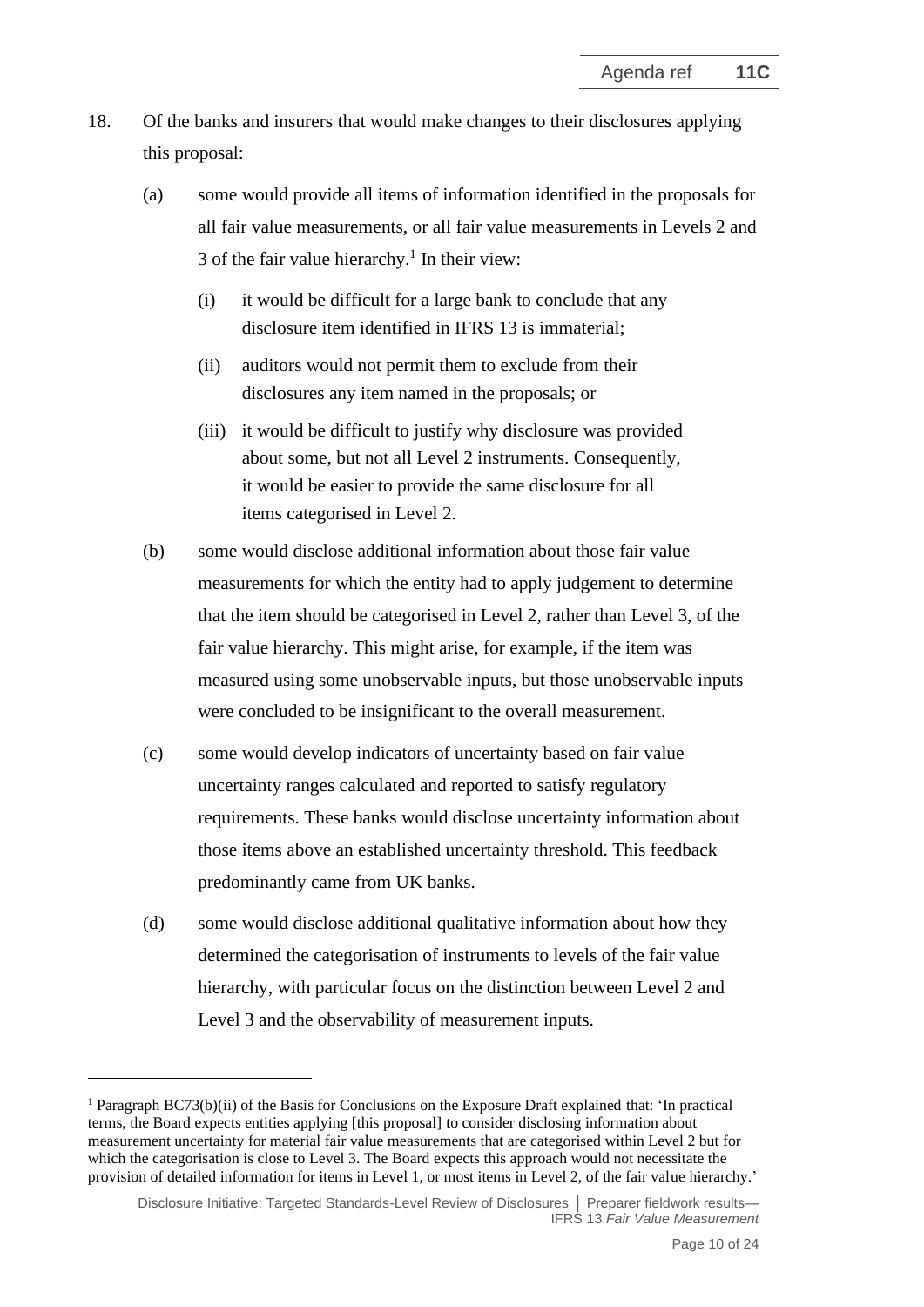18. Of the banks and insurers that would make changes to their disclosures applying this proposal:

    (a) some would provide all items of information identified in the proposals for all fair value measurements, or all fair value measurements in Levels 2 and 3 of the fair value hierarchy.[1] In their view:

        (i) it would be difficult for a large bank to conclude that any disclosure item identified in IFRS 13 is immaterial;

        (ii) auditors would not permit them to exclude from their disclosures any item named in the proposals; or

        (iii) it would be difficult to justify why disclosure was provided about some, but not all Level 2 instruments. Consequently, it would be easier to provide the same disclosure for all items categorised in Level 2.

    (b) some would disclose additional information about those fair value measurements for which the entity had to apply judgement to determine that the item should be categorised in Level 2, rather than Level 3, of the fair value hierarchy. This might arise, for example, if the item was measured using some unobservable inputs, but those unobservable inputs were concluded to be insignificant to the overall measurement.

    (c) some would develop indicators of uncertainty based on fair value uncertainty ranges calculated and reported to satisfy regulatory requirements. These banks would disclose uncertainty information about those items above an established uncertainty threshold. This feedback predominantly came from UK banks.

    (d) some would disclose additional qualitative information about how they determined the categorisation of instruments to levels of the fair value hierarchy, with particular focus on the distinction between Level 2 and Level 3 and the observability of measurement inputs.

---

[1] Paragraph BC73(b)(ii) of the Basis for Conclusions on the Exposure Draft explained that: 'In practical terms, the Board expects entities applying [this proposal] to consider disclosing information about measurement uncertainty for material fair value measurements that are categorised within Level 2 but for which the categorisation is close to Level 3. The Board expects this approach would not necessitate the provision of detailed information for items in Level 1, or most items in Level 2, of the fair value hierarchy.'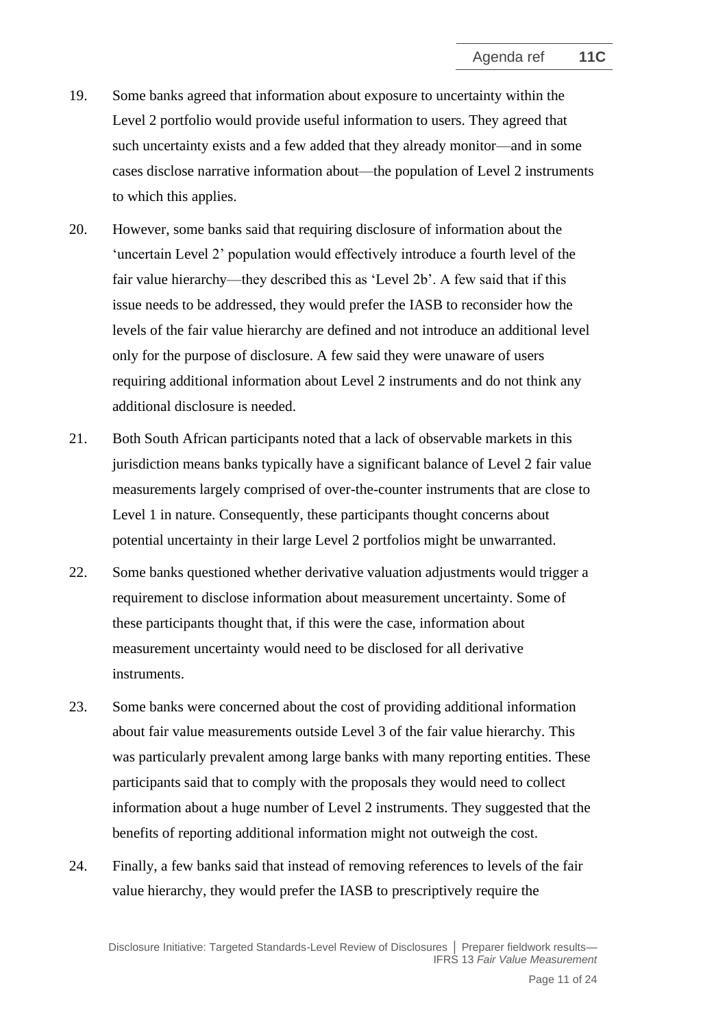19. Some banks agreed that information about exposure to uncertainty within the Level 2 portfolio would provide useful information to users. They agreed that such uncertainty exists and a few added that they already monitor—and in some cases disclose narrative information about—the population of Level 2 instruments to which this applies.

20. However, some banks said that requiring disclosure of information about the 'uncertain Level 2' population would effectively introduce a fourth level of the fair value hierarchy—they described this as 'Level 2b'. A few said that if this issue needs to be addressed, they would prefer the IASB to reconsider how the levels of the fair value hierarchy are defined and not introduce an additional level only for the purpose of disclosure. A few said they were unaware of users requiring additional information about Level 2 instruments and do not think any additional disclosure is needed.

21. Both South African participants noted that a lack of observable markets in this jurisdiction means banks typically have a significant balance of Level 2 fair value measurements largely comprised of over-the-counter instruments that are close to Level 1 in nature. Consequently, these participants thought concerns about potential uncertainty in their large Level 2 portfolios might be unwarranted.

22. Some banks questioned whether derivative valuation adjustments would trigger a requirement to disclose information about measurement uncertainty. Some of these participants thought that, if this were the case, information about measurement uncertainty would need to be disclosed for all derivative instruments.

23. Some banks were concerned about the cost of providing additional information about fair value measurements outside Level 3 of the fair value hierarchy. This was particularly prevalent among large banks with many reporting entities. These participants said that to comply with the proposals they would need to collect information about a huge number of Level 2 instruments. They suggested that the benefits of reporting additional information might not outweigh the cost.

24. Finally, a few banks said that instead of removing references to levels of the fair value hierarchy, they would prefer the IASB to prescriptively require the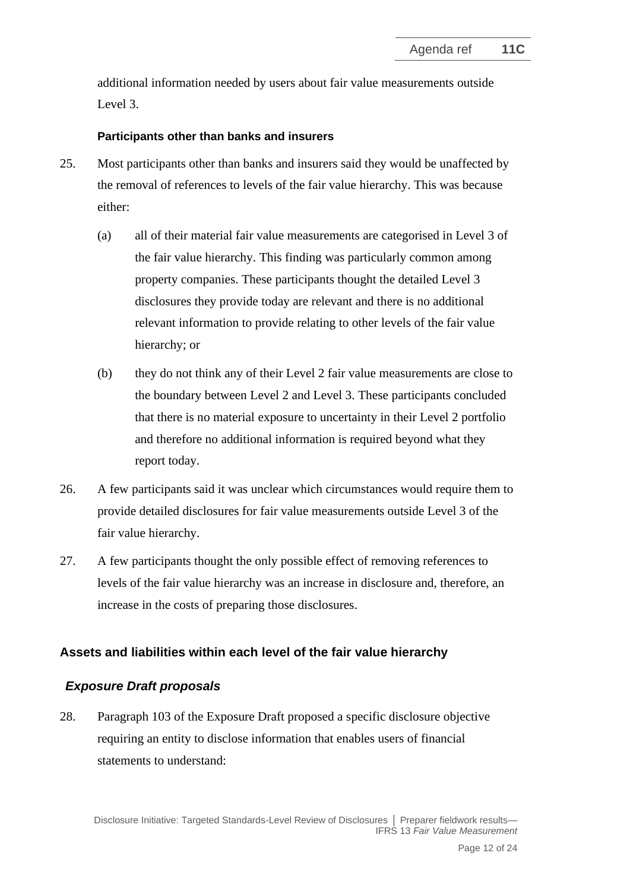additional information needed by users about fair value measurements outside Level 3.

#### Participants other than banks and insurers

25. Most participants other than banks and insurers said they would be unaffected by the removal of references to levels of the fair value hierarchy. This was because either:

    (a) all of their material fair value measurements are categorised in Level 3 of the fair value hierarchy. This finding was particularly common among property companies. These participants thought the detailed Level 3 disclosures they provide today are relevant and there is no additional relevant information to provide relating to other levels of the fair value hierarchy; or

    (b) they do not think any of their Level 2 fair value measurements are close to the boundary between Level 2 and Level 3. These participants concluded that there is no material exposure to uncertainty in their Level 2 portfolio and therefore no additional information is required beyond what they report today.

26. A few participants said it was unclear which circumstances would require them to provide detailed disclosures for fair value measurements outside Level 3 of the fair value hierarchy.

27. A few participants thought the only possible effect of removing references to levels of the fair value hierarchy was an increase in disclosure and, therefore, an increase in the costs of preparing those disclosures.

## Assets and liabilities within each level of the fair value hierarchy

### *Exposure Draft proposals*

28. Paragraph 103 of the Exposure Draft proposed a specific disclosure objective requiring an entity to disclose information that enables users of financial statements to understand: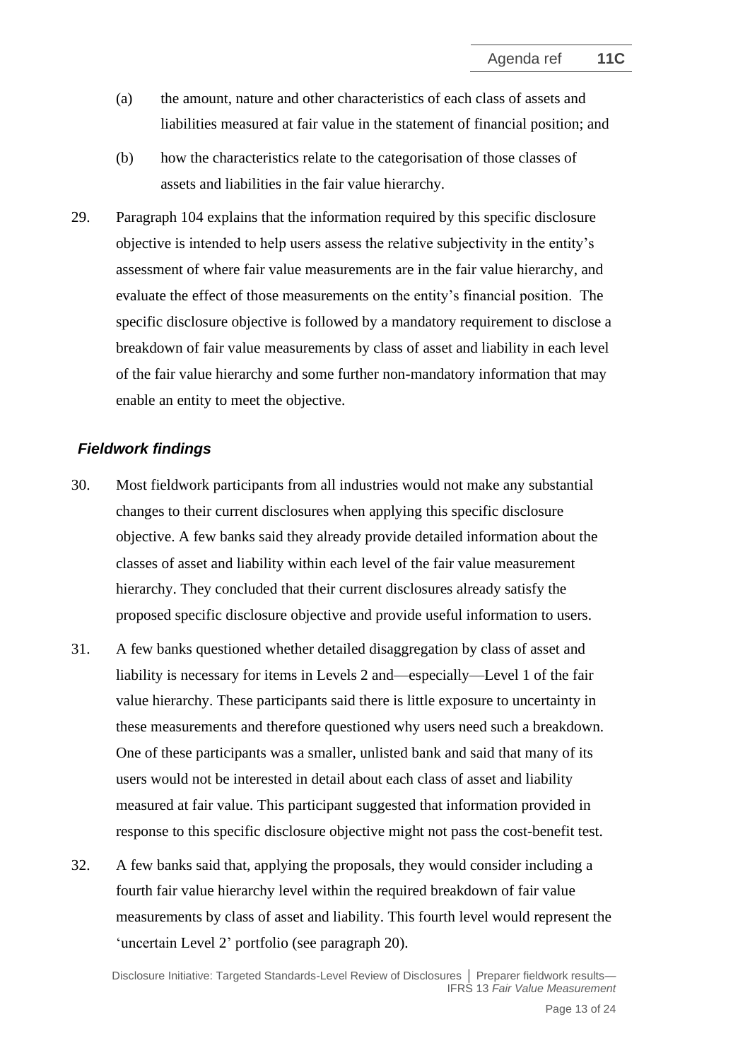(a) the amount, nature and other characteristics of each class of assets and liabilities measured at fair value in the statement of financial position; and

(b) how the characteristics relate to the categorisation of those classes of assets and liabilities in the fair value hierarchy.

29. Paragraph 104 explains that the information required by this specific disclosure objective is intended to help users assess the relative subjectivity in the entity's assessment of where fair value measurements are in the fair value hierarchy, and evaluate the effect of those measurements on the entity's financial position. The specific disclosure objective is followed by a mandatory requirement to disclose a breakdown of fair value measurements by class of asset and liability in each level of the fair value hierarchy and some further non-mandatory information that may enable an entity to meet the objective.

### *Fieldwork findings*

30. Most fieldwork participants from all industries would not make any substantial changes to their current disclosures when applying this specific disclosure objective. A few banks said they already provide detailed information about the classes of asset and liability within each level of the fair value measurement hierarchy. They concluded that their current disclosures already satisfy the proposed specific disclosure objective and provide useful information to users.

31. A few banks questioned whether detailed disaggregation by class of asset and liability is necessary for items in Levels 2 and—especially—Level 1 of the fair value hierarchy. These participants said there is little exposure to uncertainty in these measurements and therefore questioned why users need such a breakdown. One of these participants was a smaller, unlisted bank and said that many of its users would not be interested in detail about each class of asset and liability measured at fair value. This participant suggested that information provided in response to this specific disclosure objective might not pass the cost-benefit test.

32. A few banks said that, applying the proposals, they would consider including a fourth fair value hierarchy level within the required breakdown of fair value measurements by class of asset and liability. This fourth level would represent the 'uncertain Level 2' portfolio (see paragraph 20).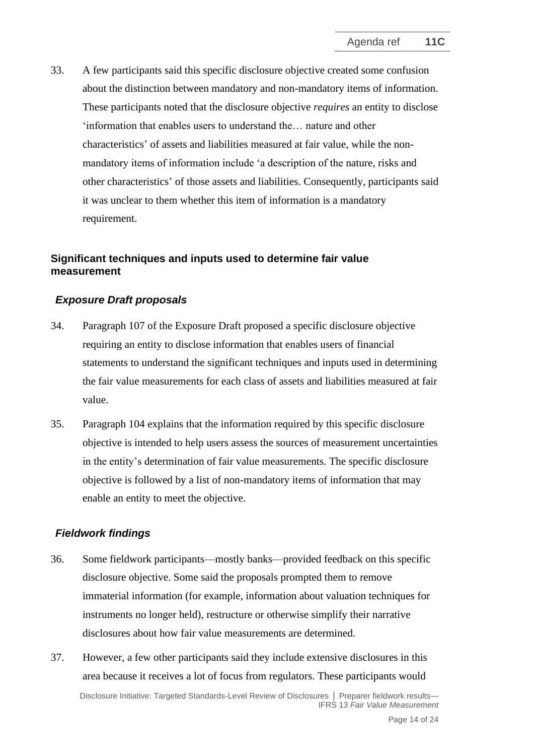33. A few participants said this specific disclosure objective created some confusion about the distinction between mandatory and non-mandatory items of information. These participants noted that the disclosure objective *requires* an entity to disclose 'information that enables users to understand the… nature and other characteristics' of assets and liabilities measured at fair value, while the non-mandatory items of information include 'a description of the nature, risks and other characteristics' of those assets and liabilities. Consequently, participants said it was unclear to them whether this item of information is a mandatory requirement.

## Significant techniques and inputs used to determine fair value measurement

### *Exposure Draft proposals*

34. Paragraph 107 of the Exposure Draft proposed a specific disclosure objective requiring an entity to disclose information that enables users of financial statements to understand the significant techniques and inputs used in determining the fair value measurements for each class of assets and liabilities measured at fair value.

35. Paragraph 104 explains that the information required by this specific disclosure objective is intended to help users assess the sources of measurement uncertainties in the entity's determination of fair value measurements. The specific disclosure objective is followed by a list of non-mandatory items of information that may enable an entity to meet the objective.

### *Fieldwork findings*

36. Some fieldwork participants—mostly banks—provided feedback on this specific disclosure objective. Some said the proposals prompted them to remove immaterial information (for example, information about valuation techniques for instruments no longer held), restructure or otherwise simplify their narrative disclosures about how fair value measurements are determined.

37. However, a few other participants said they include extensive disclosures in this area because it receives a lot of focus from regulators. These participants would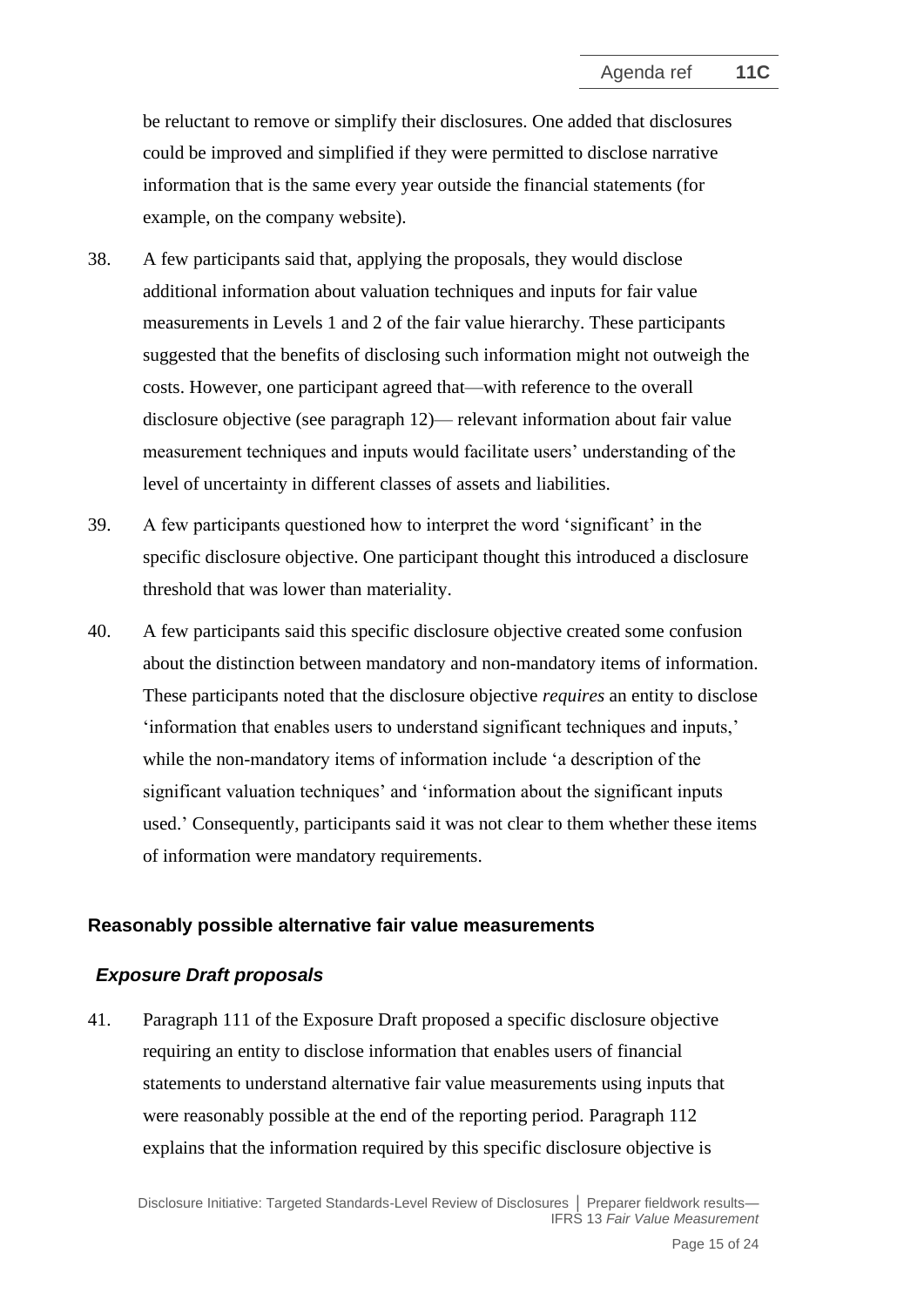be reluctant to remove or simplify their disclosures. One added that disclosures could be improved and simplified if they were permitted to disclose narrative information that is the same every year outside the financial statements (for example, on the company website).

38. A few participants said that, applying the proposals, they would disclose additional information about valuation techniques and inputs for fair value measurements in Levels 1 and 2 of the fair value hierarchy. These participants suggested that the benefits of disclosing such information might not outweigh the costs. However, one participant agreed that—with reference to the overall disclosure objective (see paragraph 12)— relevant information about fair value measurement techniques and inputs would facilitate users' understanding of the level of uncertainty in different classes of assets and liabilities.

39. A few participants questioned how to interpret the word 'significant' in the specific disclosure objective. One participant thought this introduced a disclosure threshold that was lower than materiality.

40. A few participants said this specific disclosure objective created some confusion about the distinction between mandatory and non-mandatory items of information. These participants noted that the disclosure objective *requires* an entity to disclose 'information that enables users to understand significant techniques and inputs,' while the non-mandatory items of information include 'a description of the significant valuation techniques' and 'information about the significant inputs used.' Consequently, participants said it was not clear to them whether these items of information were mandatory requirements.

## Reasonably possible alternative fair value measurements

### *Exposure Draft proposals*

41. Paragraph 111 of the Exposure Draft proposed a specific disclosure objective requiring an entity to disclose information that enables users of financial statements to understand alternative fair value measurements using inputs that were reasonably possible at the end of the reporting period. Paragraph 112 explains that the information required by this specific disclosure objective is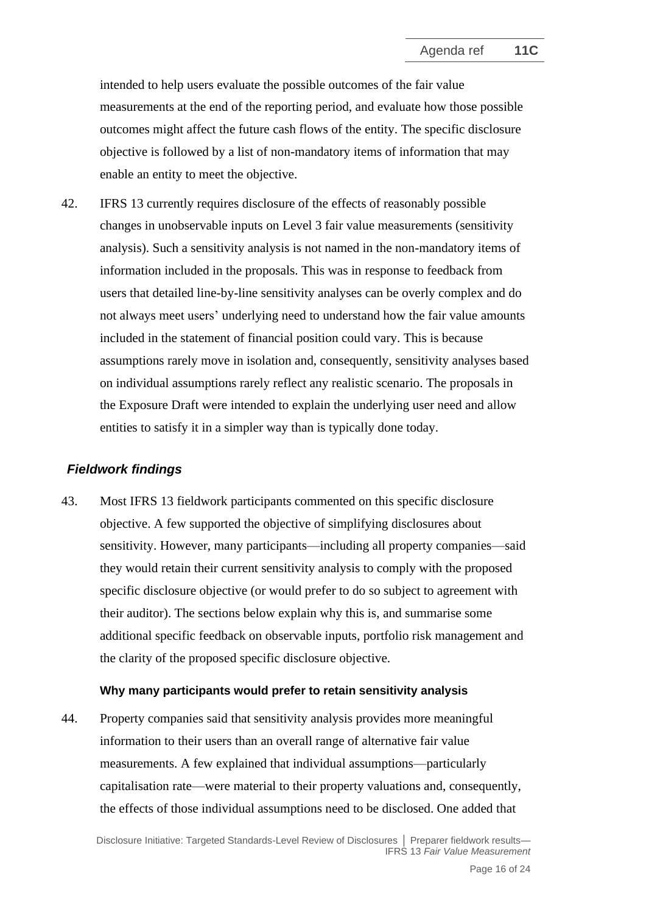intended to help users evaluate the possible outcomes of the fair value measurements at the end of the reporting period, and evaluate how those possible outcomes might affect the future cash flows of the entity. The specific disclosure objective is followed by a list of non-mandatory items of information that may enable an entity to meet the objective.

42. IFRS 13 currently requires disclosure of the effects of reasonably possible changes in unobservable inputs on Level 3 fair value measurements (sensitivity analysis). Such a sensitivity analysis is not named in the non-mandatory items of information included in the proposals. This was in response to feedback from users that detailed line-by-line sensitivity analyses can be overly complex and do not always meet users' underlying need to understand how the fair value amounts included in the statement of financial position could vary. This is because assumptions rarely move in isolation and, consequently, sensitivity analyses based on individual assumptions rarely reflect any realistic scenario. The proposals in the Exposure Draft were intended to explain the underlying user need and allow entities to satisfy it in a simpler way than is typically done today.

### *Fieldwork findings*

43. Most IFRS 13 fieldwork participants commented on this specific disclosure objective. A few supported the objective of simplifying disclosures about sensitivity. However, many participants—including all property companies—said they would retain their current sensitivity analysis to comply with the proposed specific disclosure objective (or would prefer to do so subject to agreement with their auditor). The sections below explain why this is, and summarise some additional specific feedback on observable inputs, portfolio risk management and the clarity of the proposed specific disclosure objective.

#### Why many participants would prefer to retain sensitivity analysis

44. Property companies said that sensitivity analysis provides more meaningful information to their users than an overall range of alternative fair value measurements. A few explained that individual assumptions—particularly capitalisation rate—were material to their property valuations and, consequently, the effects of those individual assumptions need to be disclosed. One added that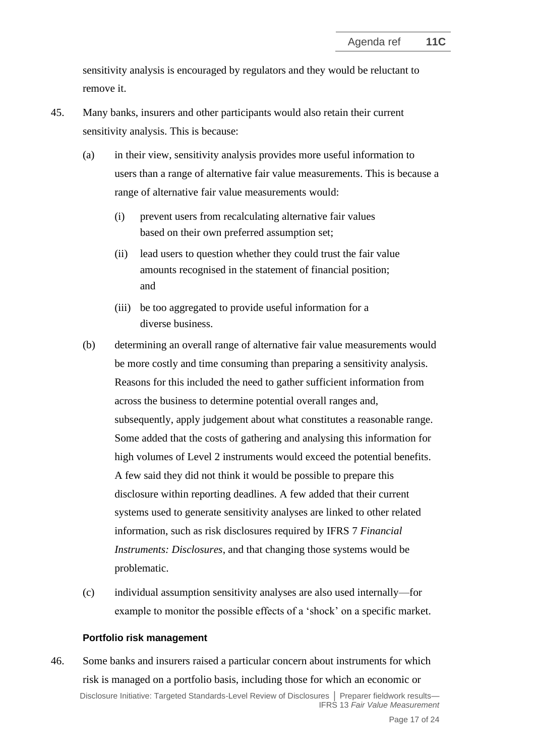sensitivity analysis is encouraged by regulators and they would be reluctant to remove it.

45. Many banks, insurers and other participants would also retain their current sensitivity analysis. This is because:

    (a) in their view, sensitivity analysis provides more useful information to users than a range of alternative fair value measurements. This is because a range of alternative fair value measurements would:

        (i) prevent users from recalculating alternative fair values based on their own preferred assumption set;

        (ii) lead users to question whether they could trust the fair value amounts recognised in the statement of financial position; and

        (iii) be too aggregated to provide useful information for a diverse business.

    (b) determining an overall range of alternative fair value measurements would be more costly and time consuming than preparing a sensitivity analysis. Reasons for this included the need to gather sufficient information from across the business to determine potential overall ranges and, subsequently, apply judgement about what constitutes a reasonable range. Some added that the costs of gathering and analysing this information for high volumes of Level 2 instruments would exceed the potential benefits. A few said they did not think it would be possible to prepare this disclosure within reporting deadlines. A few added that their current systems used to generate sensitivity analyses are linked to other related information, such as risk disclosures required by IFRS 7 *Financial Instruments: Disclosures*, and that changing those systems would be problematic.

    (c) individual assumption sensitivity analyses are also used internally—for example to monitor the possible effects of a 'shock' on a specific market.

#### Portfolio risk management

46. Some banks and insurers raised a particular concern about instruments for which risk is managed on a portfolio basis, including those for which an economic or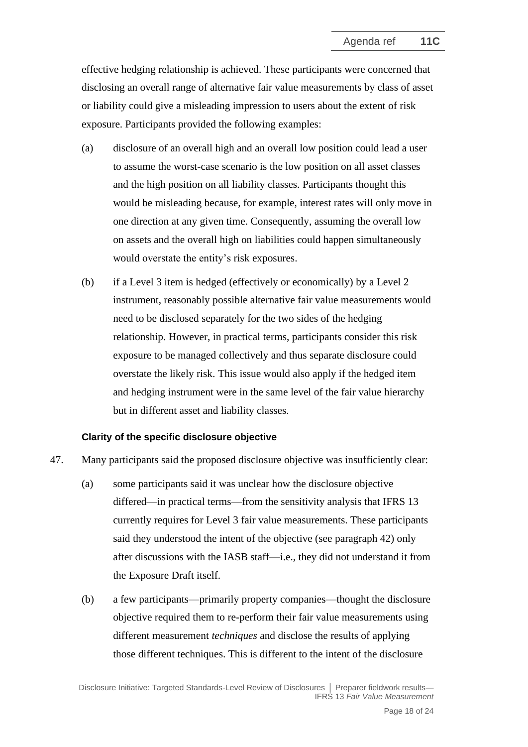effective hedging relationship is achieved. These participants were concerned that disclosing an overall range of alternative fair value measurements by class of asset or liability could give a misleading impression to users about the extent of risk exposure. Participants provided the following examples:

(a) disclosure of an overall high and an overall low position could lead a user to assume the worst-case scenario is the low position on all asset classes and the high position on all liability classes. Participants thought this would be misleading because, for example, interest rates will only move in one direction at any given time. Consequently, assuming the overall low on assets and the overall high on liabilities could happen simultaneously would overstate the entity's risk exposures.

(b) if a Level 3 item is hedged (effectively or economically) by a Level 2 instrument, reasonably possible alternative fair value measurements would need to be disclosed separately for the two sides of the hedging relationship. However, in practical terms, participants consider this risk exposure to be managed collectively and thus separate disclosure could overstate the likely risk. This issue would also apply if the hedged item and hedging instrument were in the same level of the fair value hierarchy but in different asset and liability classes.

#### Clarity of the specific disclosure objective

47. Many participants said the proposed disclosure objective was insufficiently clear:

(a) some participants said it was unclear how the disclosure objective differed—in practical terms—from the sensitivity analysis that IFRS 13 currently requires for Level 3 fair value measurements. These participants said they understood the intent of the objective (see paragraph 42) only after discussions with the IASB staff—i.e., they did not understand it from the Exposure Draft itself.

(b) a few participants—primarily property companies—thought the disclosure objective required them to re-perform their fair value measurements using different measurement *techniques* and disclose the results of applying those different techniques. This is different to the intent of the disclosure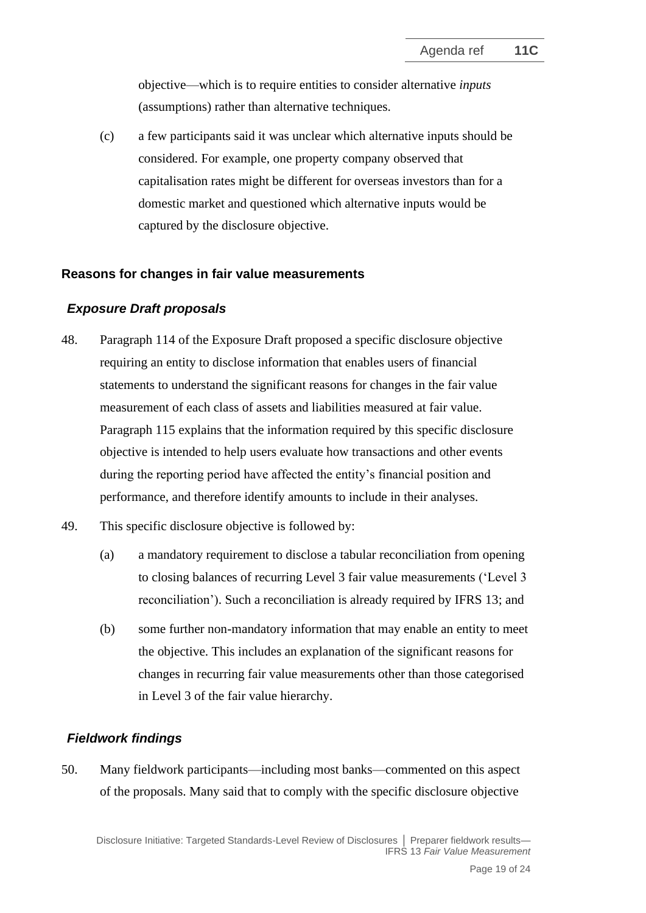objective—which is to require entities to consider alternative *inputs* (assumptions) rather than alternative techniques.

(c) a few participants said it was unclear which alternative inputs should be considered. For example, one property company observed that capitalisation rates might be different for overseas investors than for a domestic market and questioned which alternative inputs would be captured by the disclosure objective.

## Reasons for changes in fair value measurements

### *Exposure Draft proposals*

48. Paragraph 114 of the Exposure Draft proposed a specific disclosure objective requiring an entity to disclose information that enables users of financial statements to understand the significant reasons for changes in the fair value measurement of each class of assets and liabilities measured at fair value. Paragraph 115 explains that the information required by this specific disclosure objective is intended to help users evaluate how transactions and other events during the reporting period have affected the entity's financial position and performance, and therefore identify amounts to include in their analyses.

49. This specific disclosure objective is followed by:

   (a) a mandatory requirement to disclose a tabular reconciliation from opening to closing balances of recurring Level 3 fair value measurements ('Level 3 reconciliation'). Such a reconciliation is already required by IFRS 13; and

   (b) some further non-mandatory information that may enable an entity to meet the objective. This includes an explanation of the significant reasons for changes in recurring fair value measurements other than those categorised in Level 3 of the fair value hierarchy.

### *Fieldwork findings*

50. Many fieldwork participants—including most banks—commented on this aspect of the proposals. Many said that to comply with the specific disclosure objective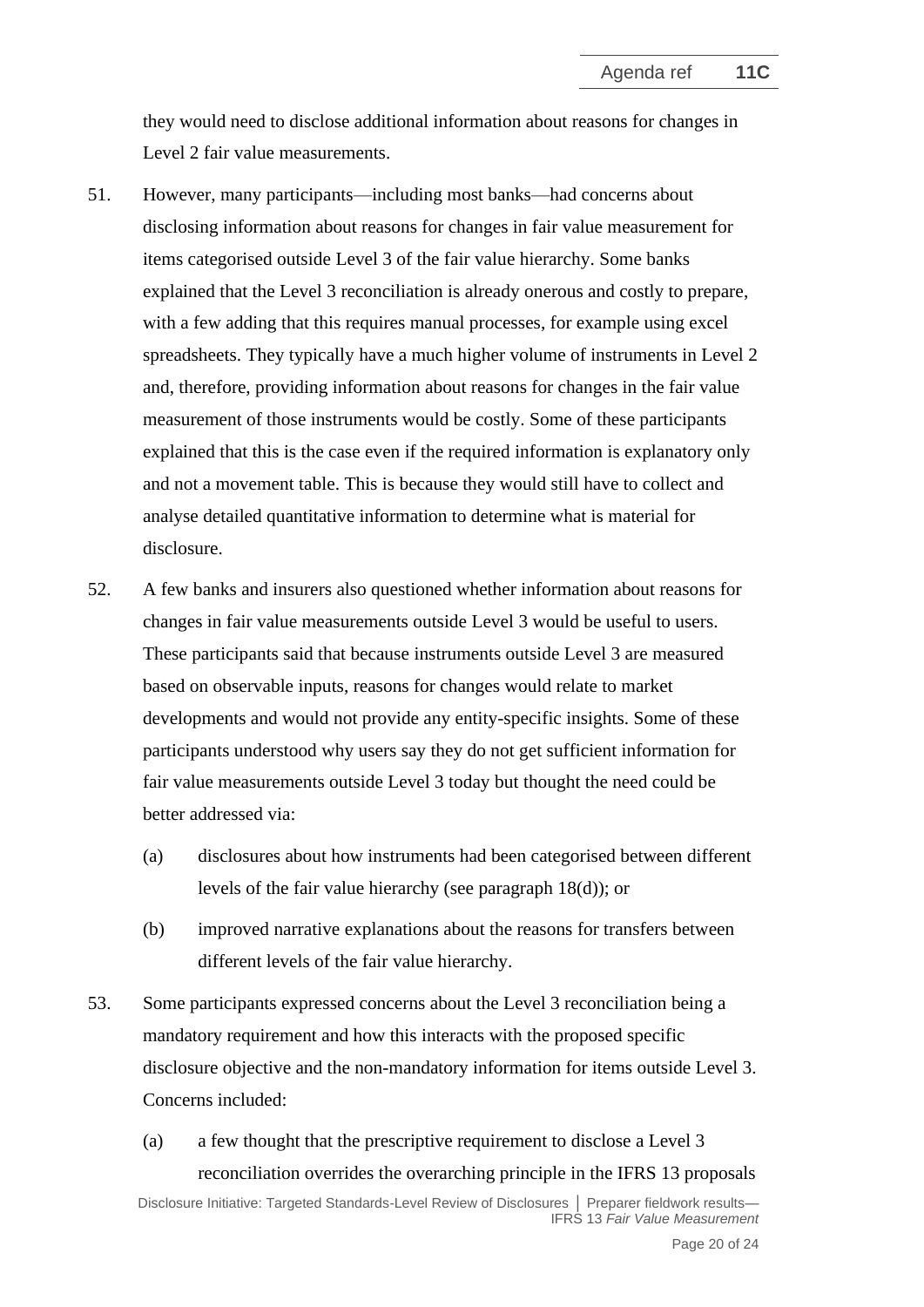they would need to disclose additional information about reasons for changes in Level 2 fair value measurements.

51. However, many participants—including most banks—had concerns about disclosing information about reasons for changes in fair value measurement for items categorised outside Level 3 of the fair value hierarchy. Some banks explained that the Level 3 reconciliation is already onerous and costly to prepare, with a few adding that this requires manual processes, for example using excel spreadsheets. They typically have a much higher volume of instruments in Level 2 and, therefore, providing information about reasons for changes in the fair value measurement of those instruments would be costly. Some of these participants explained that this is the case even if the required information is explanatory only and not a movement table. This is because they would still have to collect and analyse detailed quantitative information to determine what is material for disclosure.

52. A few banks and insurers also questioned whether information about reasons for changes in fair value measurements outside Level 3 would be useful to users. These participants said that because instruments outside Level 3 are measured based on observable inputs, reasons for changes would relate to market developments and would not provide any entity-specific insights. Some of these participants understood why users say they do not get sufficient information for fair value measurements outside Level 3 today but thought the need could be better addressed via:

   (a) disclosures about how instruments had been categorised between different levels of the fair value hierarchy (see paragraph 18(d)); or

   (b) improved narrative explanations about the reasons for transfers between different levels of the fair value hierarchy.

53. Some participants expressed concerns about the Level 3 reconciliation being a mandatory requirement and how this interacts with the proposed specific disclosure objective and the non-mandatory information for items outside Level 3. Concerns included:

   (a) a few thought that the prescriptive requirement to disclose a Level 3 reconciliation overrides the overarching principle in the IFRS 13 proposals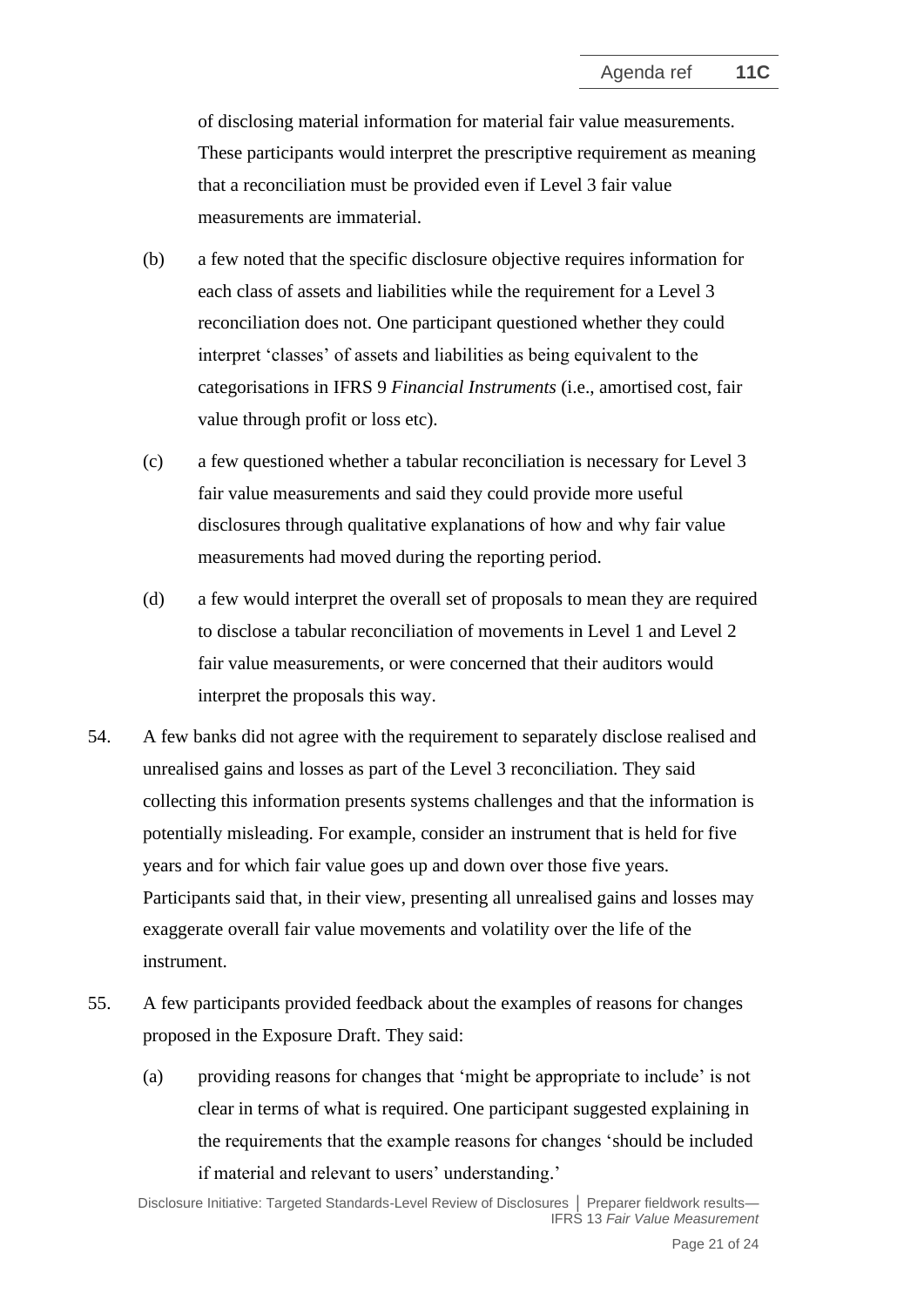of disclosing material information for material fair value measurements. These participants would interpret the prescriptive requirement as meaning that a reconciliation must be provided even if Level 3 fair value measurements are immaterial.

(b) a few noted that the specific disclosure objective requires information for each class of assets and liabilities while the requirement for a Level 3 reconciliation does not. One participant questioned whether they could interpret 'classes' of assets and liabilities as being equivalent to the categorisations in IFRS 9 *Financial Instruments* (i.e., amortised cost, fair value through profit or loss etc).

(c) a few questioned whether a tabular reconciliation is necessary for Level 3 fair value measurements and said they could provide more useful disclosures through qualitative explanations of how and why fair value measurements had moved during the reporting period.

(d) a few would interpret the overall set of proposals to mean they are required to disclose a tabular reconciliation of movements in Level 1 and Level 2 fair value measurements, or were concerned that their auditors would interpret the proposals this way.

54. A few banks did not agree with the requirement to separately disclose realised and unrealised gains and losses as part of the Level 3 reconciliation. They said collecting this information presents systems challenges and that the information is potentially misleading. For example, consider an instrument that is held for five years and for which fair value goes up and down over those five years. Participants said that, in their view, presenting all unrealised gains and losses may exaggerate overall fair value movements and volatility over the life of the instrument.

55. A few participants provided feedback about the examples of reasons for changes proposed in the Exposure Draft. They said:

(a) providing reasons for changes that 'might be appropriate to include' is not clear in terms of what is required. One participant suggested explaining in the requirements that the example reasons for changes 'should be included if material and relevant to users' understanding.'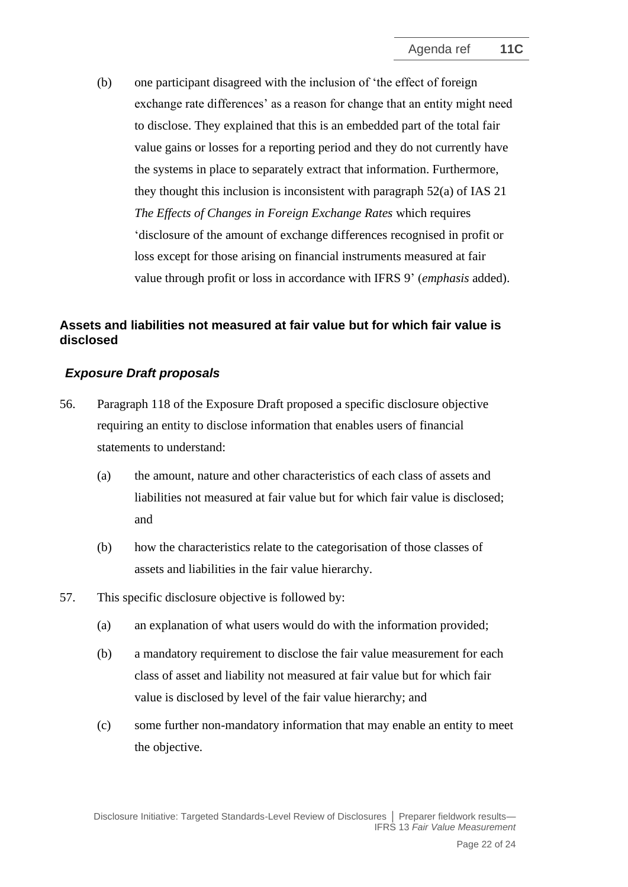(b) one participant disagreed with the inclusion of 'the effect of foreign exchange rate differences' as a reason for change that an entity might need to disclose. They explained that this is an embedded part of the total fair value gains or losses for a reporting period and they do not currently have the systems in place to separately extract that information. Furthermore, they thought this inclusion is inconsistent with paragraph 52(a) of IAS 21 *The Effects of Changes in Foreign Exchange Rates* which requires 'disclosure of the amount of exchange differences recognised in profit or loss except for those arising on financial instruments measured at fair value through profit or loss in accordance with IFRS 9' (*emphasis* added).

## Assets and liabilities not measured at fair value but for which fair value is disclosed

### *Exposure Draft proposals*

56. Paragraph 118 of the Exposure Draft proposed a specific disclosure objective requiring an entity to disclose information that enables users of financial statements to understand:

    (a) the amount, nature and other characteristics of each class of assets and liabilities not measured at fair value but for which fair value is disclosed; and

    (b) how the characteristics relate to the categorisation of those classes of assets and liabilities in the fair value hierarchy.

57. This specific disclosure objective is followed by:

    (a) an explanation of what users would do with the information provided;

    (b) a mandatory requirement to disclose the fair value measurement for each class of asset and liability not measured at fair value but for which fair value is disclosed by level of the fair value hierarchy; and

    (c) some further non-mandatory information that may enable an entity to meet the objective.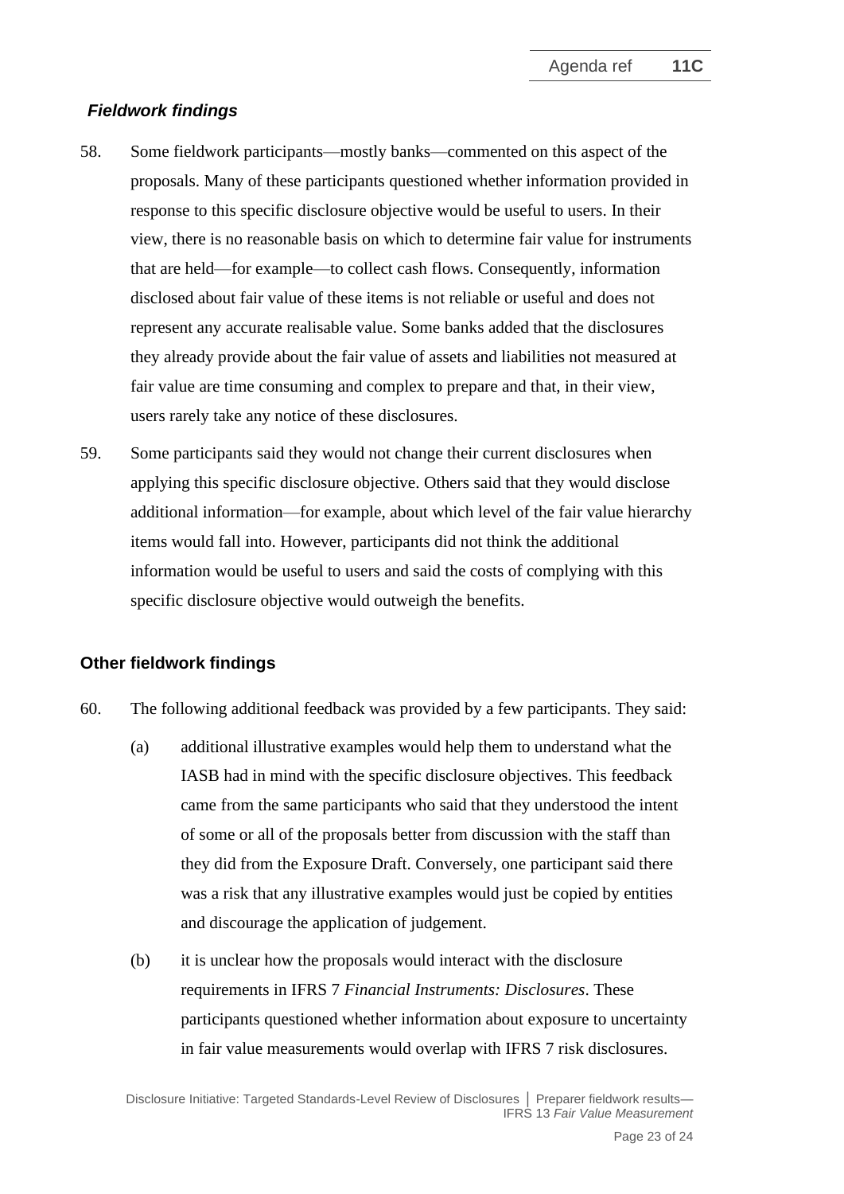### *Fieldwork findings*

58. Some fieldwork participants—mostly banks—commented on this aspect of the proposals. Many of these participants questioned whether information provided in response to this specific disclosure objective would be useful to users. In their view, there is no reasonable basis on which to determine fair value for instruments that are held—for example—to collect cash flows. Consequently, information disclosed about fair value of these items is not reliable or useful and does not represent any accurate realisable value. Some banks added that the disclosures they already provide about the fair value of assets and liabilities not measured at fair value are time consuming and complex to prepare and that, in their view, users rarely take any notice of these disclosures.

59. Some participants said they would not change their current disclosures when applying this specific disclosure objective. Others said that they would disclose additional information—for example, about which level of the fair value hierarchy items would fall into. However, participants did not think the additional information would be useful to users and said the costs of complying with this specific disclosure objective would outweigh the benefits.

## Other fieldwork findings

60. The following additional feedback was provided by a few participants. They said:

    (a) additional illustrative examples would help them to understand what the IASB had in mind with the specific disclosure objectives. This feedback came from the same participants who said that they understood the intent of some or all of the proposals better from discussion with the staff than they did from the Exposure Draft. Conversely, one participant said there was a risk that any illustrative examples would just be copied by entities and discourage the application of judgement.

    (b) it is unclear how the proposals would interact with the disclosure requirements in IFRS 7 *Financial Instruments: Disclosures*. These participants questioned whether information about exposure to uncertainty in fair value measurements would overlap with IFRS 7 risk disclosures.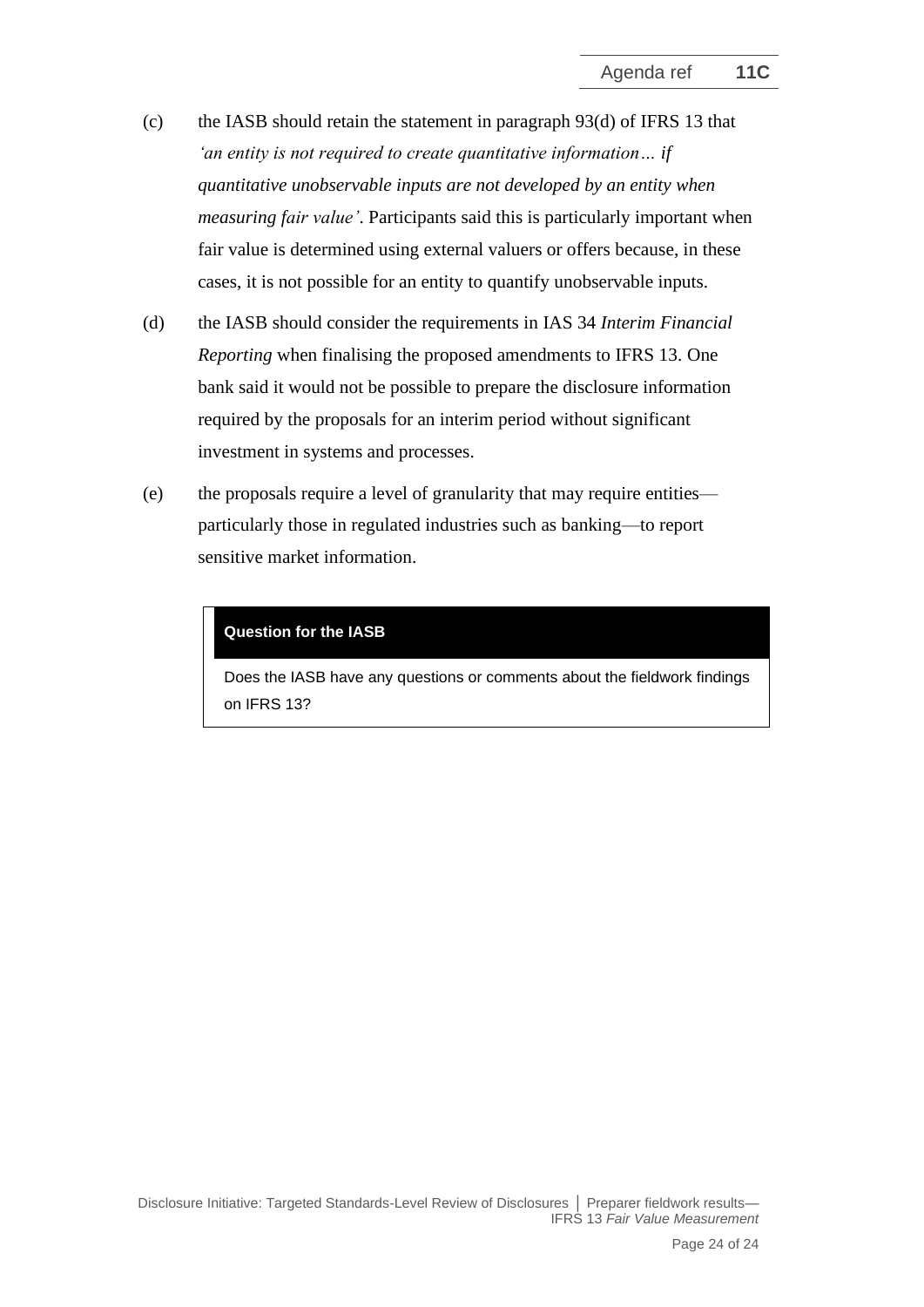(c) the IASB should retain the statement in paragraph 93(d) of IFRS 13 that *'an entity is not required to create quantitative information… if quantitative unobservable inputs are not developed by an entity when measuring fair value'*. Participants said this is particularly important when fair value is determined using external valuers or offers because, in these cases, it is not possible for an entity to quantify unobservable inputs.

(d) the IASB should consider the requirements in IAS 34 *Interim Financial Reporting* when finalising the proposed amendments to IFRS 13. One bank said it would not be possible to prepare the disclosure information required by the proposals for an interim period without significant investment in systems and processes.

(e) the proposals require a level of granularity that may require entities—particularly those in regulated industries such as banking—to report sensitive market information.

**Question for the IASB**

Does the IASB have any questions or comments about the fieldwork findings on IFRS 13?